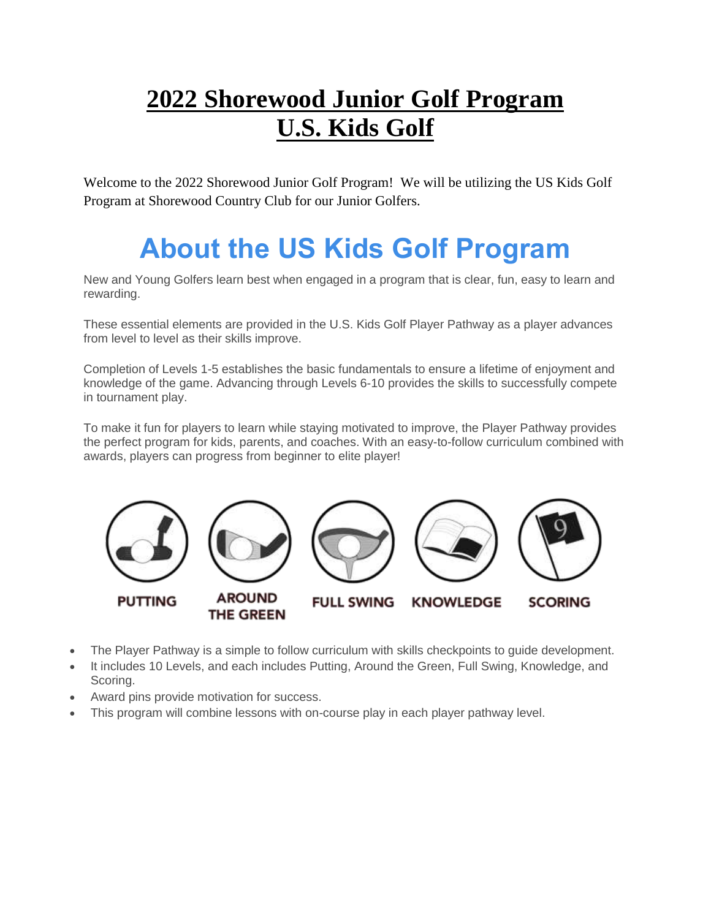# 2022 Shorewood Junior Golf Program
# U.S. Kids Golf

Welcome to the 2022 Shorewood Junior Golf Program! We will be utilizing the US Kids Golf Program at Shorewood Country Club for our Junior Golfers.

## About the US Kids Golf Program

New and Young Golfers learn best when engaged in a program that is clear, fun, easy to learn and rewarding.

These essential elements are provided in the U.S. Kids Golf Player Pathway as a player advances from level to level as their skills improve.

Completion of Levels 1-5 establishes the basic fundamentals to ensure a lifetime of enjoyment and knowledge of the game. Advancing through Levels 6-10 provides the skills to successfully compete in tournament play.

To make it fun for players to learn while staying motivated to improve, the Player Pathway provides the perfect program for kids, parents, and coaches. With an easy-to-follow curriculum combined with awards, players can progress from beginner to elite player!

PUTTING | AROUND THE GREEN | FULL SWING | KNOWLEDGE | SCORING

- The Player Pathway is a simple to follow curriculum with skills checkpoints to guide development.
- It includes 10 Levels, and each includes Putting, Around the Green, Full Swing, Knowledge, and Scoring.
- Award pins provide motivation for success.
- This program will combine lessons with on-course play in each player pathway level.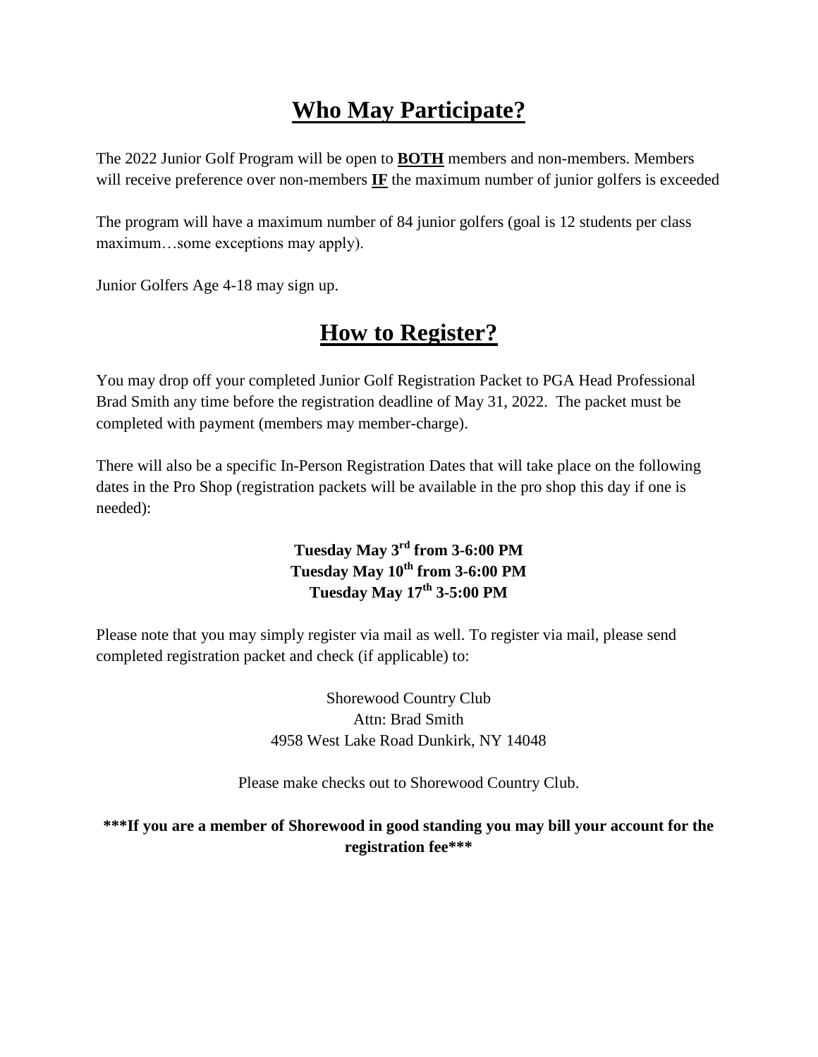# Who May Participate?

The 2022 Junior Golf Program will be open to **BOTH** members and non-members. Members will receive preference over non-members **IF** the maximum number of junior golfers is exceeded

The program will have a maximum number of 84 junior golfers (goal is 12 students per class maximum…some exceptions may apply).

Junior Golfers Age 4-18 may sign up.

# How to Register?

You may drop off your completed Junior Golf Registration Packet to PGA Head Professional Brad Smith any time before the registration deadline of May 31, 2022. The packet must be completed with payment (members may member-charge).

There will also be a specific In-Person Registration Dates that will take place on the following dates in the Pro Shop (registration packets will be available in the pro shop this day if one is needed):

**Tuesday May 3rd from 3-6:00 PM**
**Tuesday May 10th from 3-6:00 PM**
**Tuesday May 17th 3-5:00 PM**

Please note that you may simply register via mail as well. To register via mail, please send completed registration packet and check (if applicable) to:

Shorewood Country Club
Attn: Brad Smith
4958 West Lake Road Dunkirk, NY 14048

Please make checks out to Shorewood Country Club.

**\*\*\*If you are a member of Shorewood in good standing you may bill your account for the registration fee\*\*\***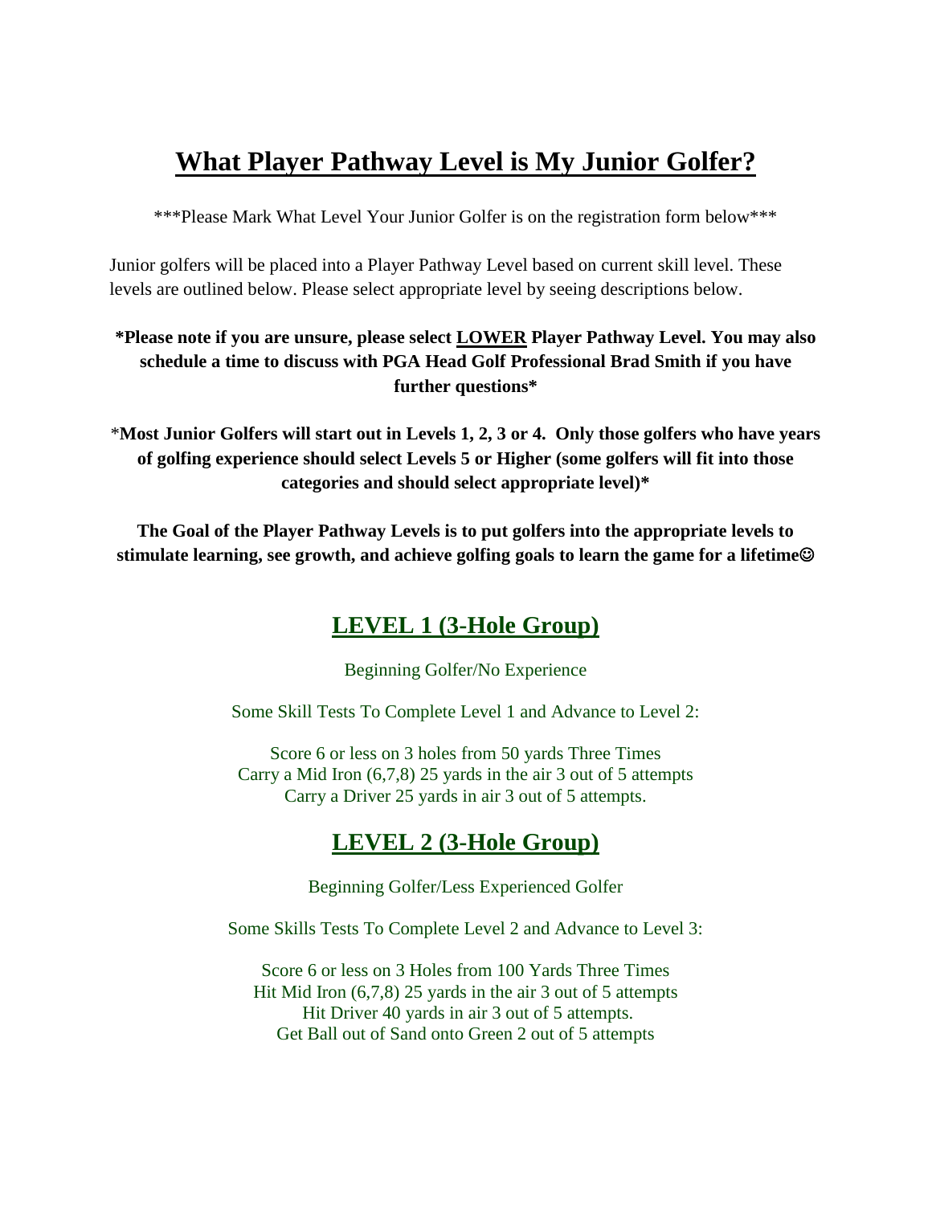# What Player Pathway Level is My Junior Golfer?

***Please Mark What Level Your Junior Golfer is on the registration form below***

Junior golfers will be placed into a Player Pathway Level based on current skill level. These levels are outlined below. Please select appropriate level by seeing descriptions below.

**\*Please note if you are unsure, please select LOWER Player Pathway Level. You may also schedule a time to discuss with PGA Head Golf Professional Brad Smith if you have further questions\***

\***Most Junior Golfers will start out in Levels 1, 2, 3 or 4. Only those golfers who have years of golfing experience should select Levels 5 or Higher (some golfers will fit into those categories and should select appropriate level)\***

**The Goal of the Player Pathway Levels is to put golfers into the appropriate levels to stimulate learning, see growth, and achieve golfing goals to learn the game for a lifetime☺**

## LEVEL 1 (3-Hole Group)

Beginning Golfer/No Experience

Some Skill Tests To Complete Level 1 and Advance to Level 2:

Score 6 or less on 3 holes from 50 yards Three Times
Carry a Mid Iron (6,7,8) 25 yards in the air 3 out of 5 attempts
Carry a Driver 25 yards in air 3 out of 5 attempts.

## LEVEL 2 (3-Hole Group)

Beginning Golfer/Less Experienced Golfer

Some Skills Tests To Complete Level 2 and Advance to Level 3:

Score 6 or less on 3 Holes from 100 Yards Three Times
Hit Mid Iron (6,7,8) 25 yards in the air 3 out of 5 attempts
Hit Driver 40 yards in air 3 out of 5 attempts.
Get Ball out of Sand onto Green 2 out of 5 attempts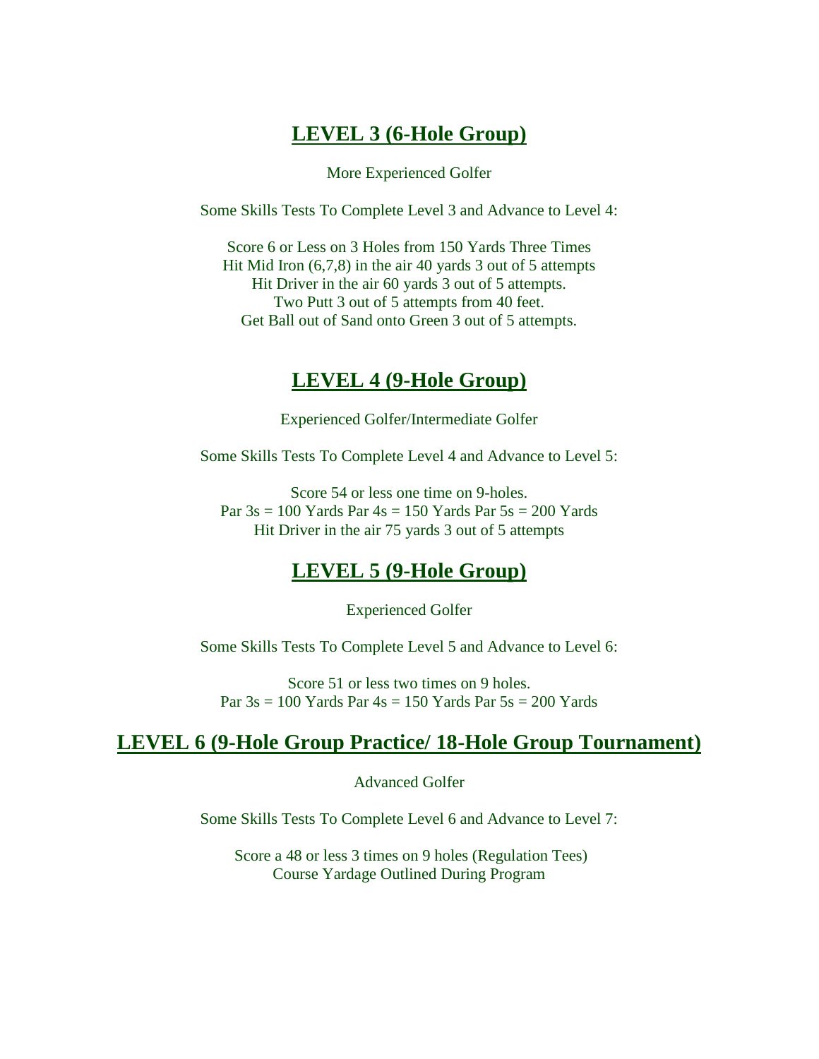## LEVEL 3 (6-Hole Group)

More Experienced Golfer

Some Skills Tests To Complete Level 3 and Advance to Level 4:

Score 6 or Less on 3 Holes from 150 Yards Three Times
Hit Mid Iron (6,7,8) in the air 40 yards 3 out of 5 attempts
Hit Driver in the air 60 yards 3 out of 5 attempts.
Two Putt 3 out of 5 attempts from 40 feet.
Get Ball out of Sand onto Green 3 out of 5 attempts.

## LEVEL 4 (9-Hole Group)

Experienced Golfer/Intermediate Golfer

Some Skills Tests To Complete Level 4 and Advance to Level 5:

Score 54 or less one time on 9-holes.
Par 3s = 100 Yards Par 4s = 150 Yards Par 5s = 200 Yards
Hit Driver in the air 75 yards 3 out of 5 attempts

## LEVEL 5 (9-Hole Group)

Experienced Golfer

Some Skills Tests To Complete Level 5 and Advance to Level 6:

Score 51 or less two times on 9 holes.
Par 3s = 100 Yards Par 4s = 150 Yards Par 5s = 200 Yards

## LEVEL 6 (9-Hole Group Practice/ 18-Hole Group Tournament)

Advanced Golfer

Some Skills Tests To Complete Level 6 and Advance to Level 7:

Score a 48 or less 3 times on 9 holes (Regulation Tees)
Course Yardage Outlined During Program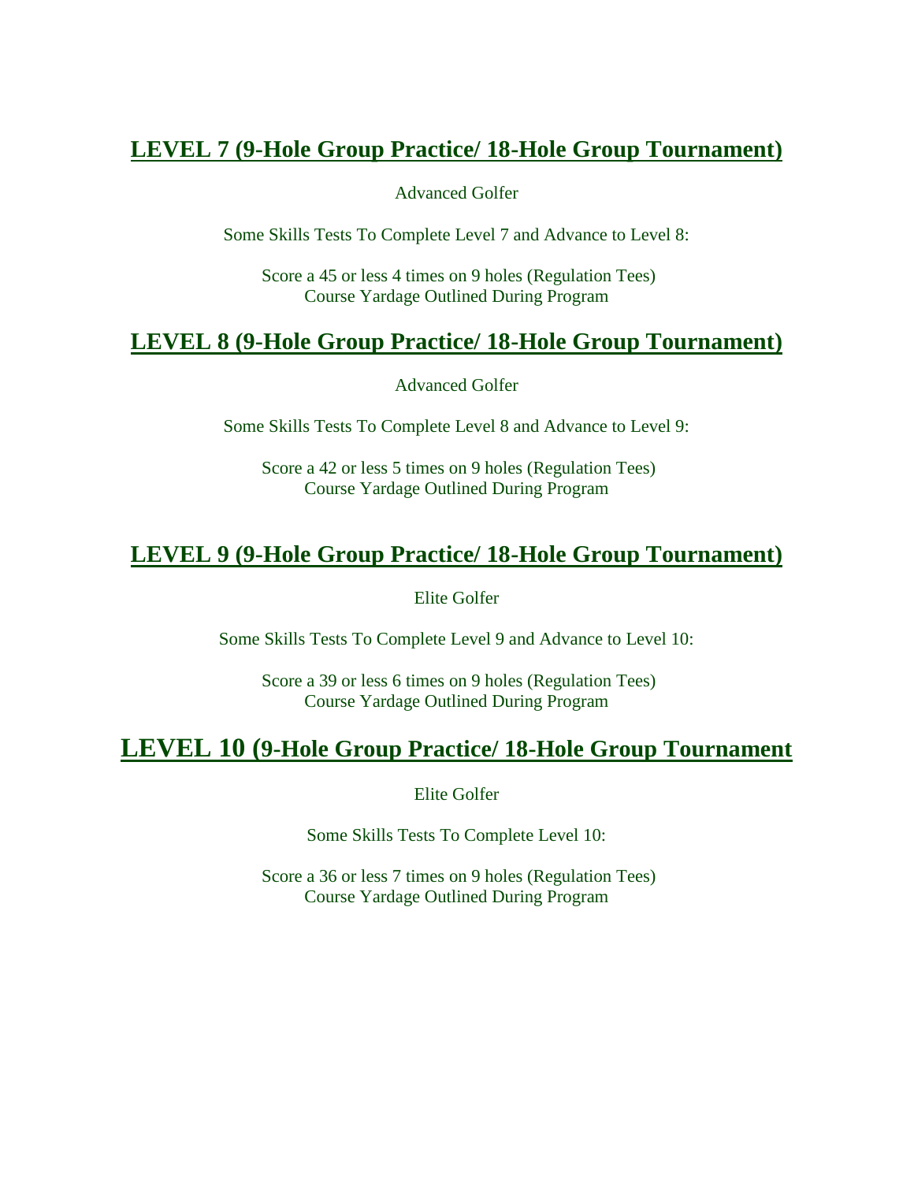## LEVEL 7 (9-Hole Group Practice/ 18-Hole Group Tournament)

Advanced Golfer

Some Skills Tests To Complete Level 7 and Advance to Level 8:

Score a 45 or less 4 times on 9 holes (Regulation Tees)
Course Yardage Outlined During Program

## LEVEL 8 (9-Hole Group Practice/ 18-Hole Group Tournament)

Advanced Golfer

Some Skills Tests To Complete Level 8 and Advance to Level 9:

Score a 42 or less 5 times on 9 holes (Regulation Tees)
Course Yardage Outlined During Program

## LEVEL 9 (9-Hole Group Practice/ 18-Hole Group Tournament)

Elite Golfer

Some Skills Tests To Complete Level 9 and Advance to Level 10:

Score a 39 or less 6 times on 9 holes (Regulation Tees)
Course Yardage Outlined During Program

## LEVEL 10 (9-Hole Group Practice/ 18-Hole Group Tournament

Elite Golfer

Some Skills Tests To Complete Level 10:

Score a 36 or less 7 times on 9 holes (Regulation Tees)
Course Yardage Outlined During Program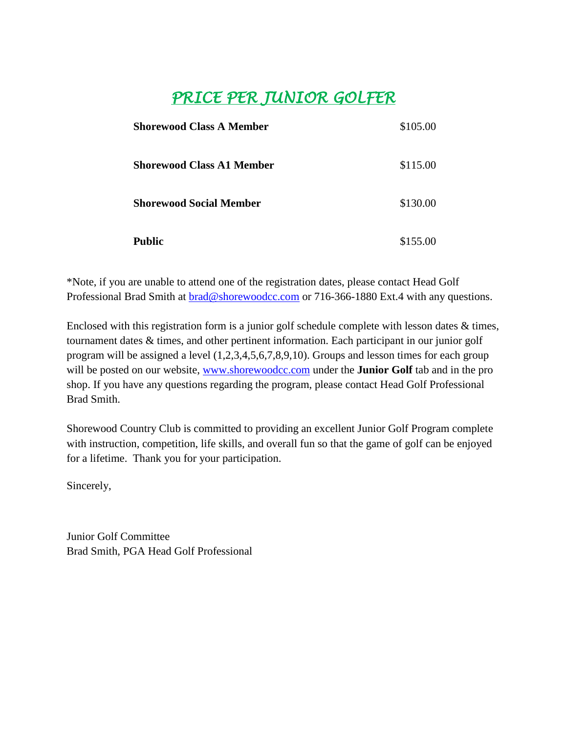# *PRICE PER JUNIOR GOLFER*

| | |
|---|---|
| **Shorewood Class A Member** | $105.00 |
| **Shorewood Class A1 Member** | $115.00 |
| **Shorewood Social Member** | $130.00 |
| **Public** | $155.00 |

*Note, if you are unable to attend one of the registration dates, please contact Head Golf Professional Brad Smith at brad@shorewoodcc.com or 716-366-1880 Ext.4 with any questions.

Enclosed with this registration form is a junior golf schedule complete with lesson dates & times, tournament dates & times, and other pertinent information. Each participant in our junior golf program will be assigned a level (1,2,3,4,5,6,7,8,9,10). Groups and lesson times for each group will be posted on our website, www.shorewoodcc.com under the **Junior Golf** tab and in the pro shop. If you have any questions regarding the program, please contact Head Golf Professional Brad Smith.

Shorewood Country Club is committed to providing an excellent Junior Golf Program complete with instruction, competition, life skills, and overall fun so that the game of golf can be enjoyed for a lifetime. Thank you for your participation.

Sincerely,

Junior Golf Committee
Brad Smith, PGA Head Golf Professional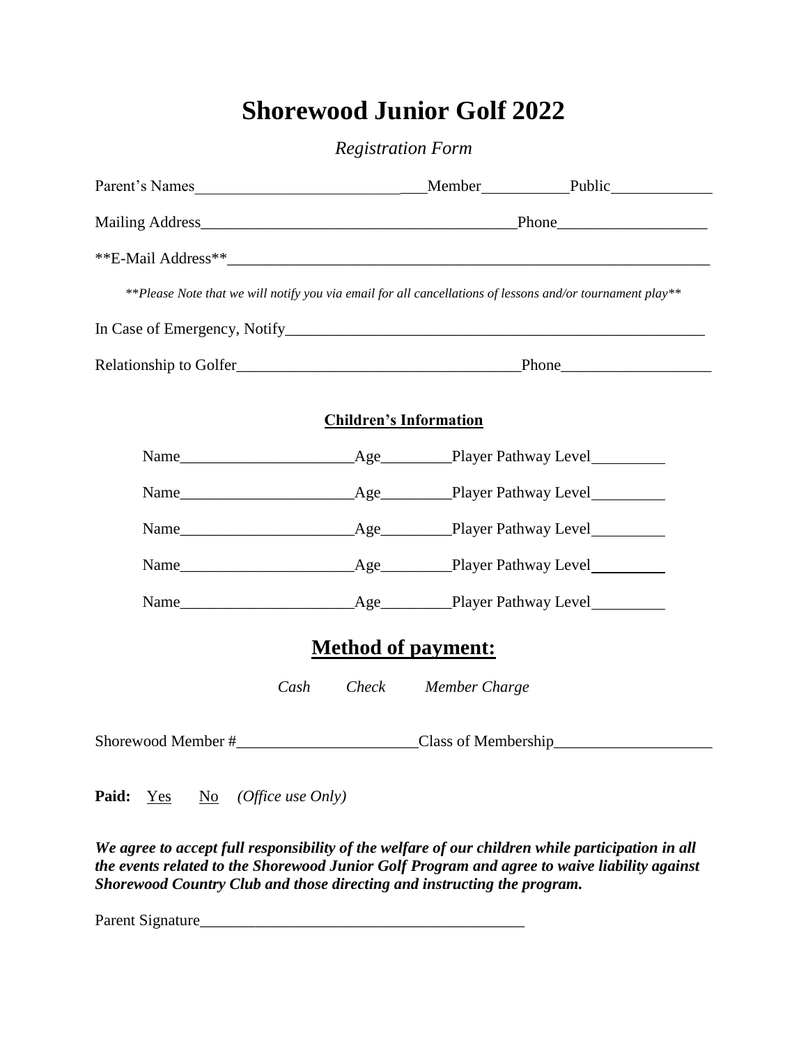# Shorewood Junior Golf 2022

*Registration Form*

Parent's Names___________________________Member___________Public_____________

Mailing Address________________________________________Phone___________________

**E-Mail Address**______________________________________________________________

*\*\*Please Note that we will notify you via email for all cancellations of lessons and/or tournament play\*\**

In Case of Emergency, Notify_______________________________________________________

Relationship to Golfer___________________________________Phone___________________

**Children's Information**

Name______________________Age_________Player Pathway Level_________

Name______________________Age_________Player Pathway Level_________

Name______________________Age_________Player Pathway Level_________

Name______________________Age_________Player Pathway Level_________

Name______________________Age_________Player Pathway Level_________

## Method of payment:

*Cash* *Check* *Member Charge*

Shorewood Member #_______________________Class of Membership____________________

**Paid:** Yes No *(Office use Only)*

***We agree to accept full responsibility of the welfare of our children while participation in all the events related to the Shorewood Junior Golf Program and agree to waive liability against Shorewood Country Club and those directing and instructing the program.***

Parent Signature__________________________________________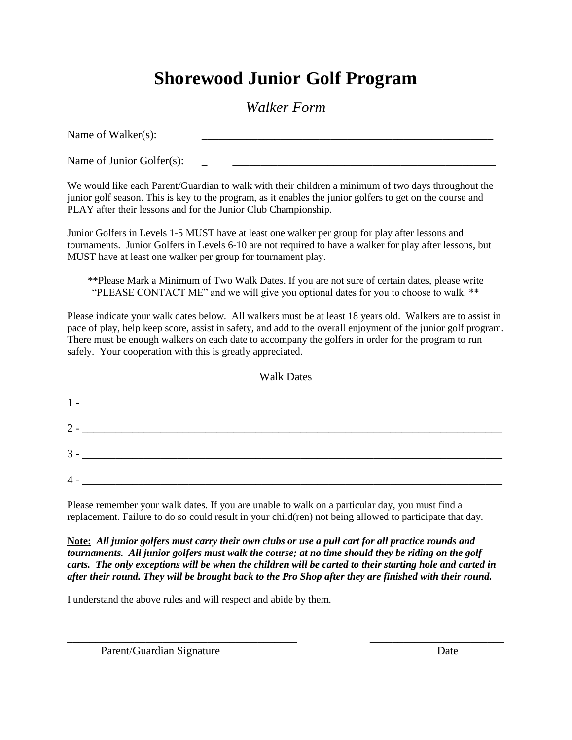# Shorewood Junior Golf Program

*Walker Form*

Name of Walker(s): _______________________________________________

Name of Junior Golfer(s): _______________________________________________

We would like each Parent/Guardian to walk with their children a minimum of two days throughout the junior golf season. This is key to the program, as it enables the junior golfers to get on the course and PLAY after their lessons and for the Junior Club Championship.

Junior Golfers in Levels 1-5 MUST have at least one walker per group for play after lessons and tournaments. Junior Golfers in Levels 6-10 are not required to have a walker for play after lessons, but MUST have at least one walker per group for tournament play.

**Please Mark a Minimum of Two Walk Dates. If you are not sure of certain dates, please write "PLEASE CONTACT ME" and we will give you optional dates for you to choose to walk. **

Please indicate your walk dates below. All walkers must be at least 18 years old. Walkers are to assist in pace of play, help keep score, assist in safety, and add to the overall enjoyment of the junior golf program. There must be enough walkers on each date to accompany the golfers in order for the program to run safely. Your cooperation with this is greatly appreciated.

Walk Dates

1 - _______________________________________________

2 - _______________________________________________

3 - _______________________________________________

4 - _______________________________________________

Please remember your walk dates. If you are unable to walk on a particular day, you must find a replacement. Failure to do so could result in your child(ren) not being allowed to participate that day.

**Note:** ***All junior golfers must carry their own clubs or use a pull cart for all practice rounds and tournaments. All junior golfers must walk the course; at no time should they be riding on the golf carts. The only exceptions will be when the children will be carted to their starting hole and carted in after their round. They will be brought back to the Pro Shop after they are finished with their round.***

I understand the above rules and will respect and abide by them.

_______________________________ _______________________

Parent/Guardian Signature Date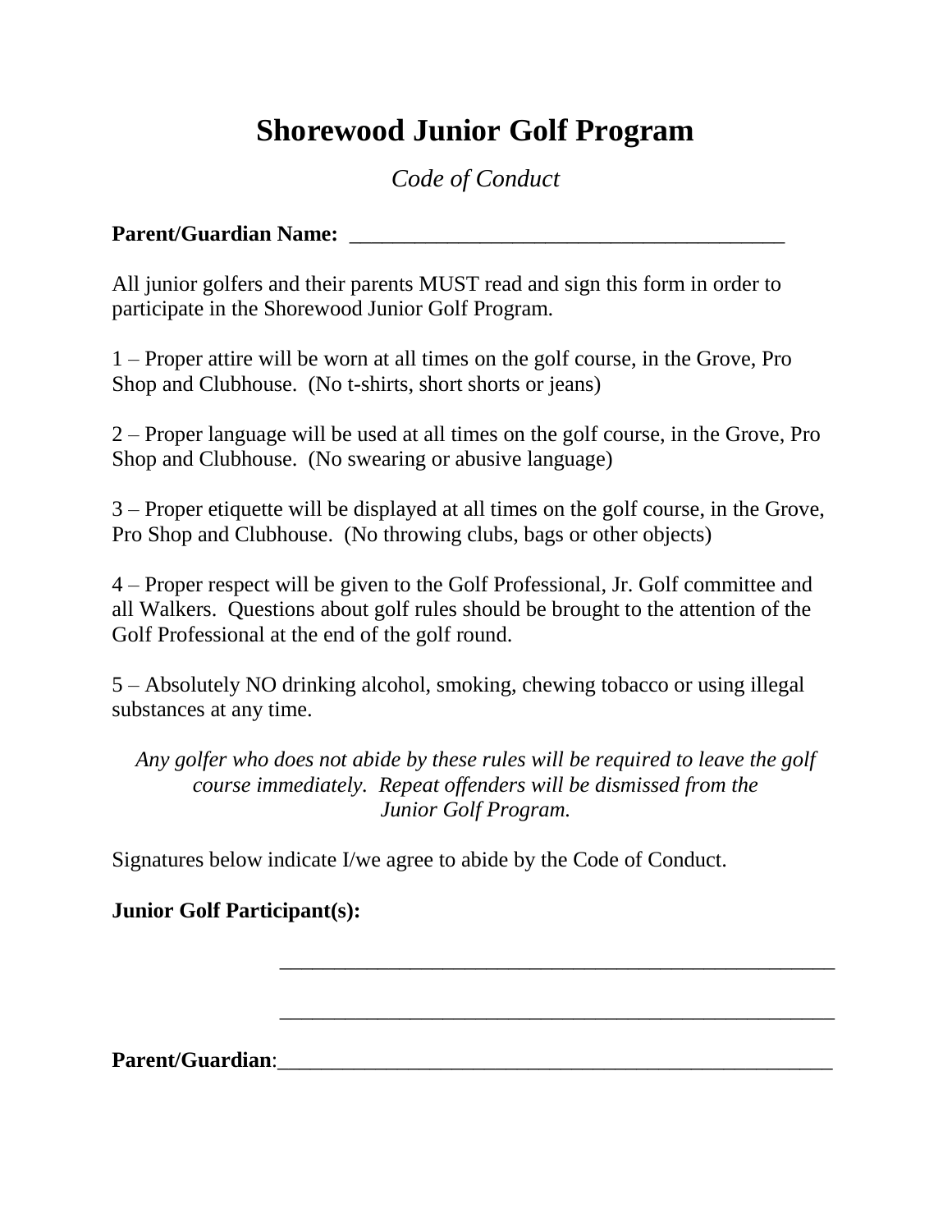# Shorewood Junior Golf Program

*Code of Conduct*

**Parent/Guardian Name:** ________________________________________

All junior golfers and their parents MUST read and sign this form in order to participate in the Shorewood Junior Golf Program.

1 – Proper attire will be worn at all times on the golf course, in the Grove, Pro Shop and Clubhouse. (No t-shirts, short shorts or jeans)

2 – Proper language will be used at all times on the golf course, in the Grove, Pro Shop and Clubhouse. (No swearing or abusive language)

3 – Proper etiquette will be displayed at all times on the golf course, in the Grove, Pro Shop and Clubhouse. (No throwing clubs, bags or other objects)

4 – Proper respect will be given to the Golf Professional, Jr. Golf committee and all Walkers. Questions about golf rules should be brought to the attention of the Golf Professional at the end of the golf round.

5 – Absolutely NO drinking alcohol, smoking, chewing tobacco or using illegal substances at any time.

*Any golfer who does not abide by these rules will be required to leave the golf course immediately. Repeat offenders will be dismissed from the Junior Golf Program.*

Signatures below indicate I/we agree to abide by the Code of Conduct.

**Junior Golf Participant(s):**

_____________________________________________________

_____________________________________________________

**Parent/Guardian**:_____________________________________________________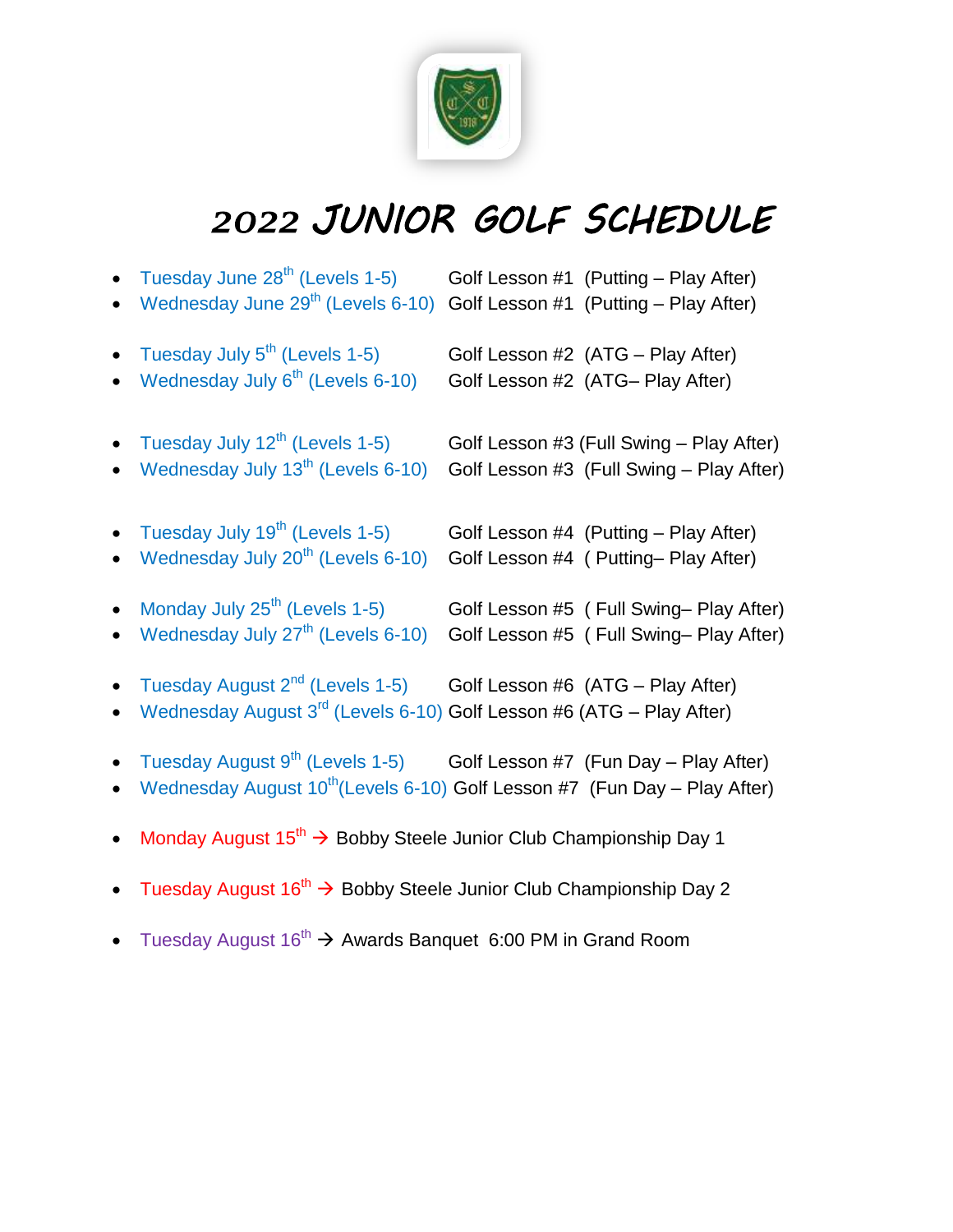# 2022 JUNIOR GOLF SCHEDULE

- Tuesday June 28th (Levels 1-5) Golf Lesson #1 (Putting – Play After)
- Wednesday June 29th (Levels 6-10) Golf Lesson #1 (Putting – Play After)

- Tuesday July 5th (Levels 1-5) Golf Lesson #2 (ATG – Play After)
- Wednesday July 6th (Levels 6-10) Golf Lesson #2 (ATG– Play After)

- Tuesday July 12th (Levels 1-5) Golf Lesson #3 (Full Swing – Play After)
- Wednesday July 13th (Levels 6-10) Golf Lesson #3 (Full Swing – Play After)

- Tuesday July 19th (Levels 1-5) Golf Lesson #4 (Putting – Play After)
- Wednesday July 20th (Levels 6-10) Golf Lesson #4 ( Putting– Play After)

- Monday July 25th (Levels 1-5) Golf Lesson #5 ( Full Swing– Play After)
- Wednesday July 27th (Levels 6-10) Golf Lesson #5 ( Full Swing– Play After)

- Tuesday August 2nd (Levels 1-5) Golf Lesson #6 (ATG – Play After)
- Wednesday August 3rd (Levels 6-10) Golf Lesson #6 (ATG – Play After)

- Tuesday August 9th (Levels 1-5) Golf Lesson #7 (Fun Day – Play After)
- Wednesday August 10th (Levels 6-10) Golf Lesson #7 (Fun Day – Play After)

- Monday August 15th → Bobby Steele Junior Club Championship Day 1

- Tuesday August 16th → Bobby Steele Junior Club Championship Day 2

- Tuesday August 16th → Awards Banquet 6:00 PM in Grand Room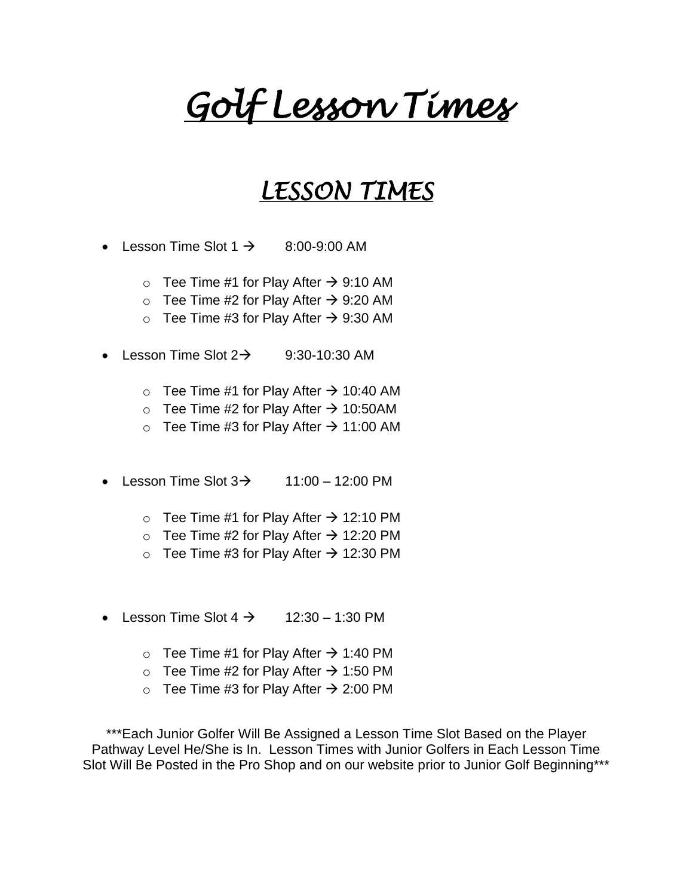# Golf Lesson Times

## LESSON TIMES

- Lesson Time Slot 1 → 8:00-9:00 AM
  - Tee Time #1 for Play After → 9:10 AM
  - Tee Time #2 for Play After → 9:20 AM
  - Tee Time #3 for Play After → 9:30 AM
- Lesson Time Slot 2→ 9:30-10:30 AM
  - Tee Time #1 for Play After → 10:40 AM
  - Tee Time #2 for Play After → 10:50AM
  - Tee Time #3 for Play After → 11:00 AM
- Lesson Time Slot 3→ 11:00 – 12:00 PM
  - Tee Time #1 for Play After → 12:10 PM
  - Tee Time #2 for Play After → 12:20 PM
  - Tee Time #3 for Play After → 12:30 PM
- Lesson Time Slot 4 → 12:30 – 1:30 PM
  - Tee Time #1 for Play After → 1:40 PM
  - Tee Time #2 for Play After → 1:50 PM
  - Tee Time #3 for Play After → 2:00 PM

***Each Junior Golfer Will Be Assigned a Lesson Time Slot Based on the Player Pathway Level He/She is In. Lesson Times with Junior Golfers in Each Lesson Time Slot Will Be Posted in the Pro Shop and on our website prior to Junior Golf Beginning***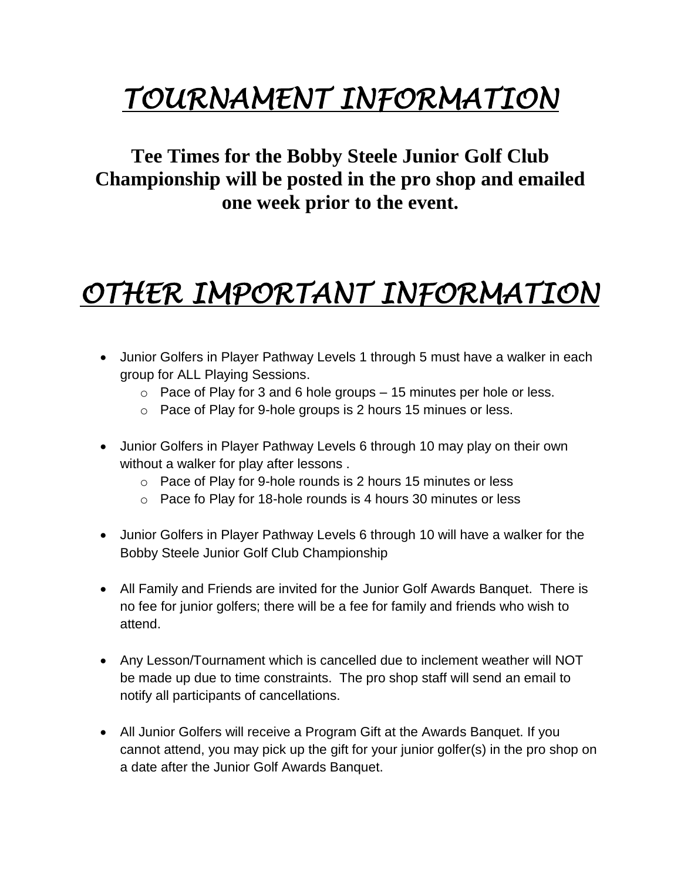# *TOURNAMENT INFORMATION*

**Tee Times for the Bobby Steele Junior Golf Club Championship will be posted in the pro shop and emailed one week prior to the event.**

# *OTHER IMPORTANT INFORMATION*

- Junior Golfers in Player Pathway Levels 1 through 5 must have a walker in each group for ALL Playing Sessions.
  - Pace of Play for 3 and 6 hole groups – 15 minutes per hole or less.
  - Pace of Play for 9-hole groups is 2 hours 15 minues or less.
- Junior Golfers in Player Pathway Levels 6 through 10 may play on their own without a walker for play after lessons .
  - Pace of Play for 9-hole rounds is 2 hours 15 minutes or less
  - Pace fo Play for 18-hole rounds is 4 hours 30 minutes or less
- Junior Golfers in Player Pathway Levels 6 through 10 will have a walker for the Bobby Steele Junior Golf Club Championship
- All Family and Friends are invited for the Junior Golf Awards Banquet. There is no fee for junior golfers; there will be a fee for family and friends who wish to attend.
- Any Lesson/Tournament which is cancelled due to inclement weather will NOT be made up due to time constraints. The pro shop staff will send an email to notify all participants of cancellations.
- All Junior Golfers will receive a Program Gift at the Awards Banquet. If you cannot attend, you may pick up the gift for your junior golfer(s) in the pro shop on a date after the Junior Golf Awards Banquet.